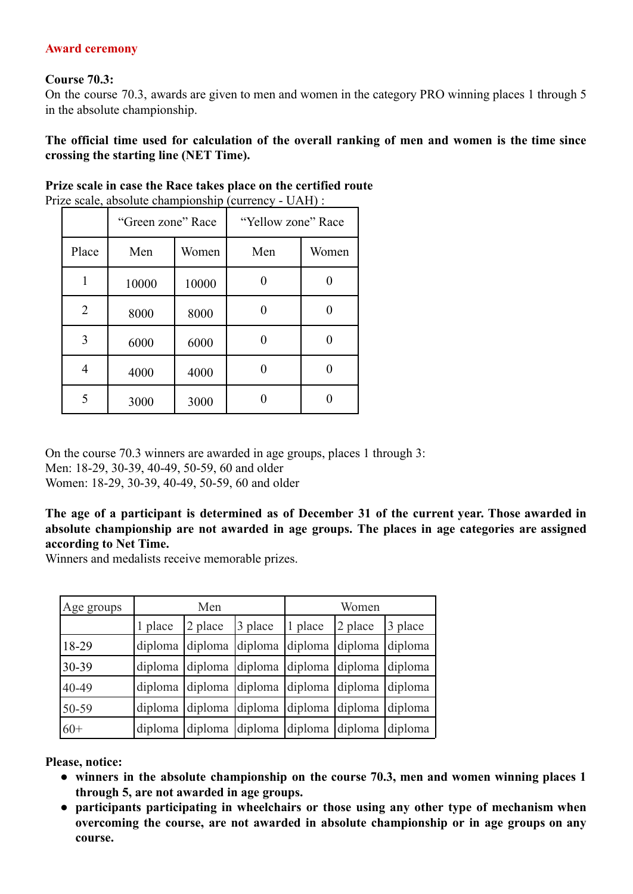## Award ceremony

**Course 70.3:**
On the course 70.3, awards are given to men and women in the category PRO winning places 1 through 5 in the absolute championship.

**The official time used for calculation of the overall ranking of men and women is the time since crossing the starting line (NET Time).**

**Prize scale in case the Race takes place on the certified route**
Prize scale, absolute championship (currency - UAH) :

| | “Green zone” Race | | “Yellow zone” Race | |
|---|---|---|---|---|
| Place | Men | Women | Men | Women |
| 1 | 10000 | 10000 | 0 | 0 |
| 2 | 8000 | 8000 | 0 | 0 |
| 3 | 6000 | 6000 | 0 | 0 |
| 4 | 4000 | 4000 | 0 | 0 |
| 5 | 3000 | 3000 | 0 | 0 |

On the course 70.3 winners are awarded in age groups, places 1 through 3:
Men: 18-29, 30-39, 40-49, 50-59, 60 and older
Women: 18-29, 30-39, 40-49, 50-59, 60 and older

**The age of a participant is determined as of December 31 of the current year. Those awarded in absolute championship are not awarded in age groups. The places in age categories are assigned according to Net Time.**
Winners and medalists receive memorable prizes.

| Age groups | Men | | | Women | | |
|---|---|---|---|---|---|---|
| | 1 place | 2 place | 3 place | 1 place | 2 place | 3 place |
| 18-29 | diploma | diploma | diploma | diploma | diploma | diploma |
| 30-39 | diploma | diploma | diploma | diploma | diploma | diploma |
| 40-49 | diploma | diploma | diploma | diploma | diploma | diploma |
| 50-59 | diploma | diploma | diploma | diploma | diploma | diploma |
| 60+ | diploma | diploma | diploma | diploma | diploma | diploma |

**Please, notice:**

- **winners in the absolute championship on the course 70.3, men and women winning places 1 through 5, are not awarded in age groups.**
- **participants participating in wheelchairs or those using any other type of mechanism when overcoming the course, are not awarded in absolute championship or in age groups on any course.**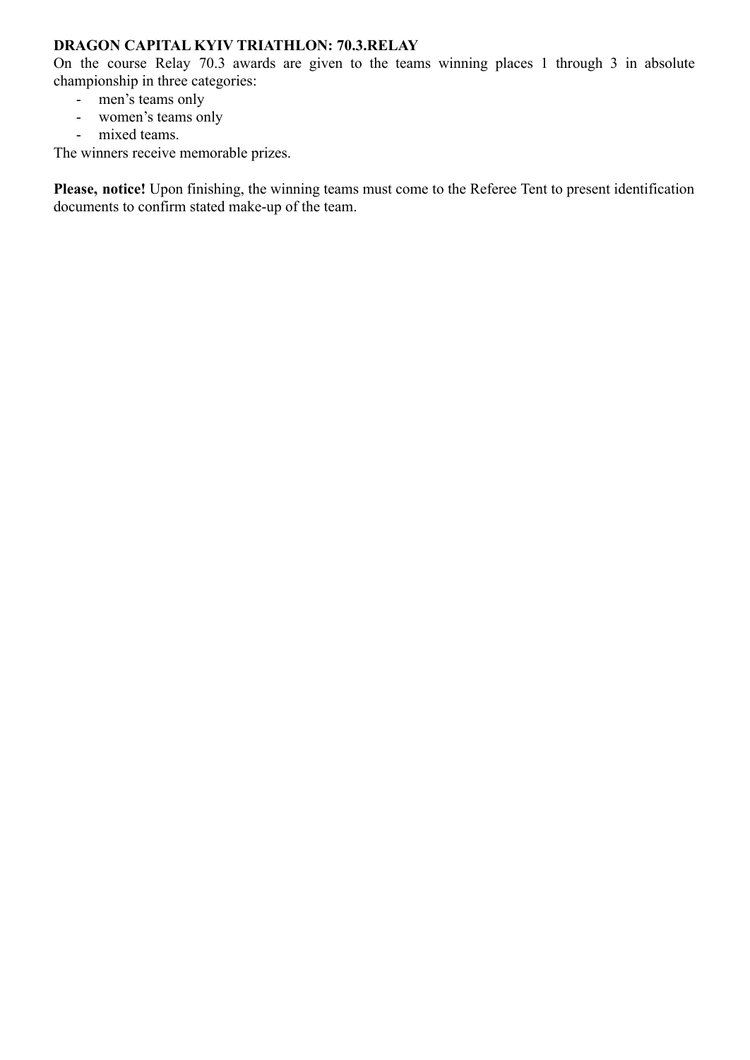**DRAGON CAPITAL KYIV TRIATHLON: 70.3.RELAY**

On the course Relay 70.3 awards are given to the teams winning places 1 through 3 in absolute championship in three categories:

- men's teams only
- women's teams only
- mixed teams.

The winners receive memorable prizes.

**Please, notice!** Upon finishing, the winning teams must come to the Referee Tent to present identification documents to confirm stated make-up of the team.